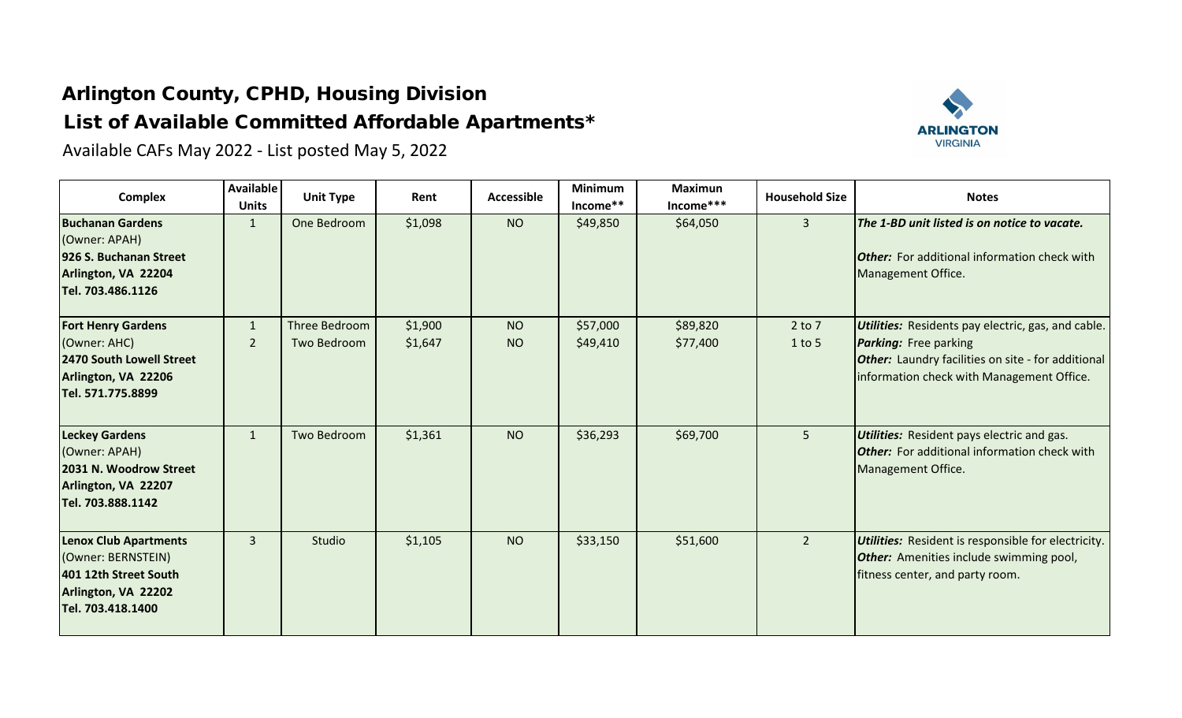# Arlington County, CPHD, Housing Division

## List of Available Committed Affordable Apartments*

Available CAFs May 2022 - List posted May 5, 2022

| Complex | Available Units | Unit Type | Rent | Accessible | Minimum Income** | Maximun Income*** | Household Size | Notes |
|---|---|---|---|---|---|---|---|---|
| **Buchanan Gardens**<br>(Owner: APAH)<br>**926 S. Buchanan Street**<br>**Arlington, VA 22204**<br>**Tel. 703.486.1126** | 1 | One Bedroom | $1,098 | NO | $49,850 | $64,050 | 3 | ***The 1-BD unit listed is on notice to vacate.***<br><br>***Other:*** For additional information check with Management Office. |
| **Fort Henry Gardens**<br>(Owner: AHC)<br>**2470 South Lowell Street**<br>**Arlington, VA 22206**<br>**Tel. 571.775.8899** | 1<br>2 | Three Bedroom<br>Two Bedroom | $1,900<br>$1,647 | NO<br>NO | $57,000<br>$49,410 | $89,820<br>$77,400 | 2 to 7<br>1 to 5 | ***Utilities:*** Residents pay electric, gas, and cable.<br>***Parking:*** Free parking<br>***Other:*** Laundry facilities on site - for additional information check with Management Office. |
| **Leckey Gardens**<br>(Owner: APAH)<br>**2031 N. Woodrow Street**<br>**Arlington, VA 22207**<br>**Tel. 703.888.1142** | 1 | Two Bedroom | $1,361 | NO | $36,293 | $69,700 | 5 | ***Utilities:*** Resident pays electric and gas.<br>***Other:*** For additional information check with Management Office. |
| **Lenox Club Apartments**<br>(Owner: BERNSTEIN)<br>**401 12th Street South**<br>**Arlington, VA 22202**<br>**Tel. 703.418.1400** | 3 | Studio | $1,105 | NO | $33,150 | $51,600 | 2 | ***Utilities:*** Resident is responsible for electricity.<br>***Other:*** Amenities include swimming pool, fitness center, and party room. |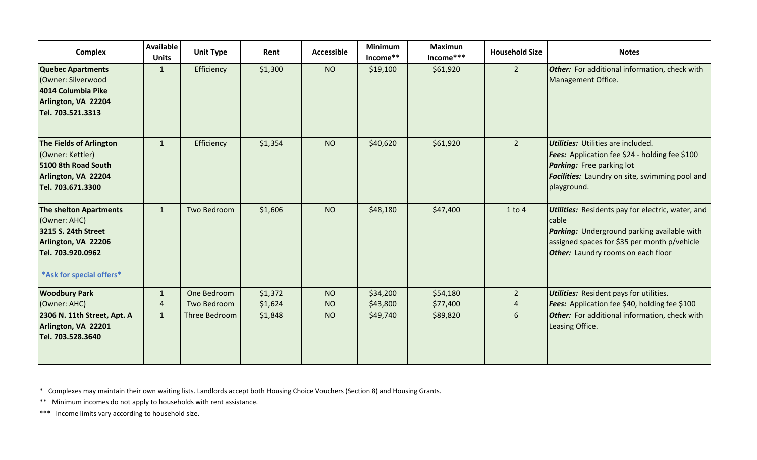| Complex | Available Units | Unit Type | Rent | Accessible | Minimum Income** | Maximun Income*** | Household Size | Notes |
|---|---|---|---|---|---|---|---|---|
| **Quebec Apartments**<br>(Owner: Silverwood<br>**4014 Columbia Pike**<br>**Arlington, VA 22204**<br>**Tel. 703.521.3313** | 1 | Efficiency | $1,300 | NO | $19,100 | $61,920 | 2 | ***Other:*** For additional information, check with Management Office. |
| **The Fields of Arlington**<br>(Owner: Kettler)<br>**5100 8th Road South**<br>**Arlington, VA 22204**<br>**Tel. 703.671.3300** | 1 | Efficiency | $1,354 | NO | $40,620 | $61,920 | 2 | ***Utilities:*** Utilities are included.<br>***Fees:*** Application fee $24 - holding fee $100<br>***Parking:*** Free parking lot<br>***Facilities:*** Laundry on site, swimming pool and playground. |
| **The shelton Apartments**<br>(Owner: AHC)<br>**3215 S. 24th Street**<br>**Arlington, VA 22206**<br>**Tel. 703.920.0962**<br><br>***Ask for special offers*** | 1 | Two Bedroom | $1,606 | NO | $48,180 | $47,400 | 1 to 4 | ***Utilities:*** Residents pay for electric, water, and cable<br>***Parking:*** Underground parking available with assigned spaces for $35 per month p/vehicle<br>***Other:*** Laundry rooms on each floor |
| **Woodbury Park**<br>(Owner: AHC)<br>**2306 N. 11th Street, Apt. A**<br>**Arlington, VA 22201**<br>**Tel. 703.528.3640** | 1<br>4<br>1 | One Bedroom<br>Two Bedroom<br>Three Bedroom | $1,372<br>$1,624<br>$1,848 | NO<br>NO<br>NO | $34,200<br>$43,800<br>$49,740 | $54,180<br>$77,400<br>$89,820 | 2<br>4<br>6 | ***Utilities:*** Resident pays for utilities.<br>***Fees:*** Application fee $40, holding fee $100<br>***Other:*** For additional information, check with Leasing Office. |

\* Complexes may maintain their own waiting lists. Landlords accept both Housing Choice Vouchers (Section 8) and Housing Grants.

\** Minimum incomes do not apply to households with rent assistance.

\*** Income limits vary according to household size.